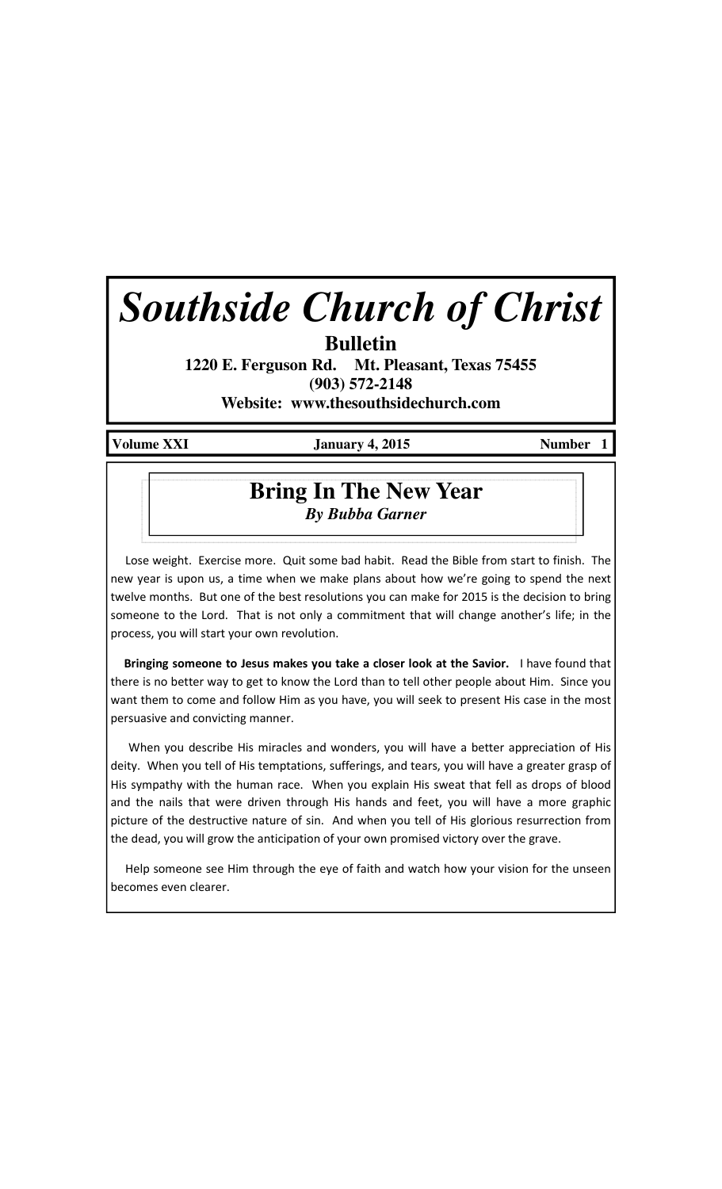# Southside Church of Christ

**Bulletin**

**1220 E. Ferguson Rd. Mt. Pleasant, Texas 75455**

**(903) 572-2148**

**Website: www.thesouthsidechurch.com**

**Volume XXI** **January 4, 2015** **Number 1**

## Bring In The New Year

***By Bubba Garner***

Lose weight. Exercise more. Quit some bad habit. Read the Bible from start to finish. The new year is upon us, a time when we make plans about how we're going to spend the next twelve months. But one of the best resolutions you can make for 2015 is the decision to bring someone to the Lord. That is not only a commitment that will change another's life; in the process, you will start your own revolution.

**Bringing someone to Jesus makes you take a closer look at the Savior.** I have found that there is no better way to get to know the Lord than to tell other people about Him. Since you want them to come and follow Him as you have, you will seek to present His case in the most persuasive and convicting manner.

When you describe His miracles and wonders, you will have a better appreciation of His deity. When you tell of His temptations, sufferings, and tears, you will have a greater grasp of His sympathy with the human race. When you explain His sweat that fell as drops of blood and the nails that were driven through His hands and feet, you will have a more graphic picture of the destructive nature of sin. And when you tell of His glorious resurrection from the dead, you will grow the anticipation of your own promised victory over the grave.

Help someone see Him through the eye of faith and watch how your vision for the unseen becomes even clearer.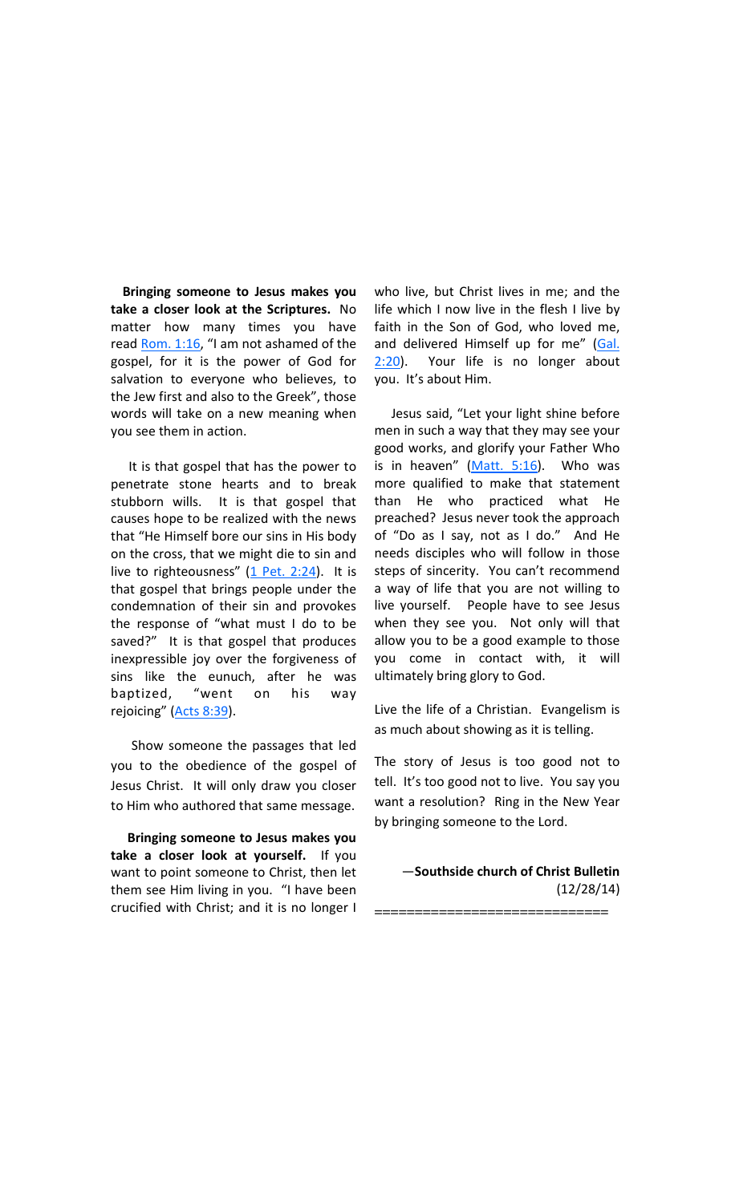**Bringing someone to Jesus makes you take a closer look at the Scriptures.** No matter how many times you have read Rom. 1:16, "I am not ashamed of the gospel, for it is the power of God for salvation to everyone who believes, to the Jew first and also to the Greek", those words will take on a new meaning when you see them in action.

It is that gospel that has the power to penetrate stone hearts and to break stubborn wills. It is that gospel that causes hope to be realized with the news that "He Himself bore our sins in His body on the cross, that we might die to sin and live to righteousness" (1 Pet. 2:24). It is that gospel that brings people under the condemnation of their sin and provokes the response of "what must I do to be saved?" It is that gospel that produces inexpressible joy over the forgiveness of sins like the eunuch, after he was baptized, "went on his way rejoicing" (Acts 8:39).

Show someone the passages that led you to the obedience of the gospel of Jesus Christ. It will only draw you closer to Him who authored that same message.

**Bringing someone to Jesus makes you take a closer look at yourself.** If you want to point someone to Christ, then let them see Him living in you. "I have been crucified with Christ; and it is no longer I who live, but Christ lives in me; and the life which I now live in the flesh I live by faith in the Son of God, who loved me, and delivered Himself up for me" (Gal. 2:20). Your life is no longer about you. It's about Him.

Jesus said, "Let your light shine before men in such a way that they may see your good works, and glorify your Father Who is in heaven" (Matt. 5:16). Who was more qualified to make that statement than He who practiced what He preached? Jesus never took the approach of "Do as I say, not as I do." And He needs disciples who will follow in those steps of sincerity. You can't recommend a way of life that you are not willing to live yourself. People have to see Jesus when they see you. Not only will that allow you to be a good example to those you come in contact with, it will ultimately bring glory to God.

Live the life of a Christian. Evangelism is as much about showing as it is telling.

The story of Jesus is too good not to tell. It's too good not to live. You say you want a resolution? Ring in the New Year by bringing someone to the Lord.

—**Southside church of Christ Bulletin** (12/28/14)

============================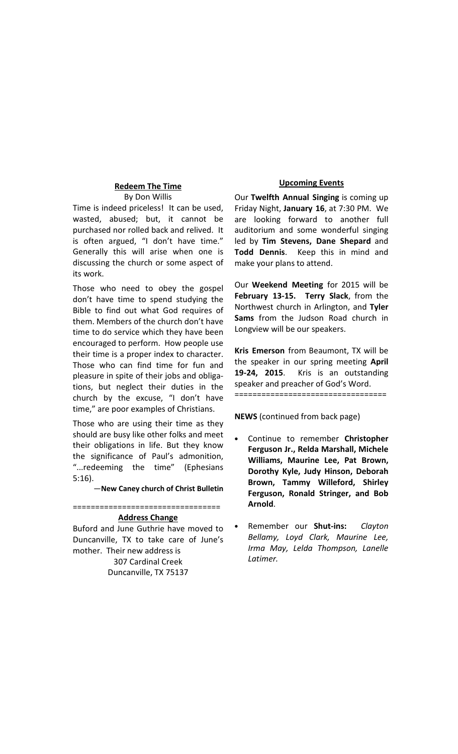## Redeem The Time

By Don Willis

Time is indeed priceless! It can be used, wasted, abused; but, it cannot be purchased nor rolled back and relived. It is often argued, "I don't have time." Generally this will arise when one is discussing the church or some aspect of its work.

Those who need to obey the gospel don't have time to spend studying the Bible to find out what God requires of them. Members of the church don't have time to do service which they have been encouraged to perform. How people use their time is a proper index to character. Those who can find time for fun and pleasure in spite of their jobs and obligations, but neglect their duties in the church by the excuse, "I don't have time," are poor examples of Christians.

Those who are using their time as they should are busy like other folks and meet their obligations in life. But they know the significance of Paul's admonition, "...redeeming the time" (Ephesians 5:16).

—**New Caney church of Christ Bulletin**

=================================

## Address Change

Buford and June Guthrie have moved to Duncanville, TX to take care of June's mother. Their new address is

307 Cardinal Creek
Duncanville, TX 75137

## Upcoming Events

Our **Twelfth Annual Singing** is coming up Friday Night, **January 16**, at 7:30 PM. We are looking forward to another full auditorium and some wonderful singing led by **Tim Stevens, Dane Shepard** and **Todd Dennis**. Keep this in mind and make your plans to attend.

Our **Weekend Meeting** for 2015 will be **February 13-15. Terry Slack**, from the Northwest church in Arlington, and **Tyler Sams** from the Judson Road church in Longview will be our speakers.

**Kris Emerson** from Beaumont, TX will be the speaker in our spring meeting **April 19-24, 2015**. Kris is an outstanding speaker and preacher of God's Word.

=================================

**NEWS** (continued from back page)

- Continue to remember **Christopher Ferguson Jr., Relda Marshall, Michele Williams, Maurine Lee, Pat Brown, Dorothy Kyle, Judy Hinson, Deborah Brown, Tammy Willeford, Shirley Ferguson, Ronald Stringer, and Bob Arnold**.
- Remember our **Shut-ins:** *Clayton Bellamy, Loyd Clark, Maurine Lee, Irma May, Lelda Thompson, Lanelle Latimer.*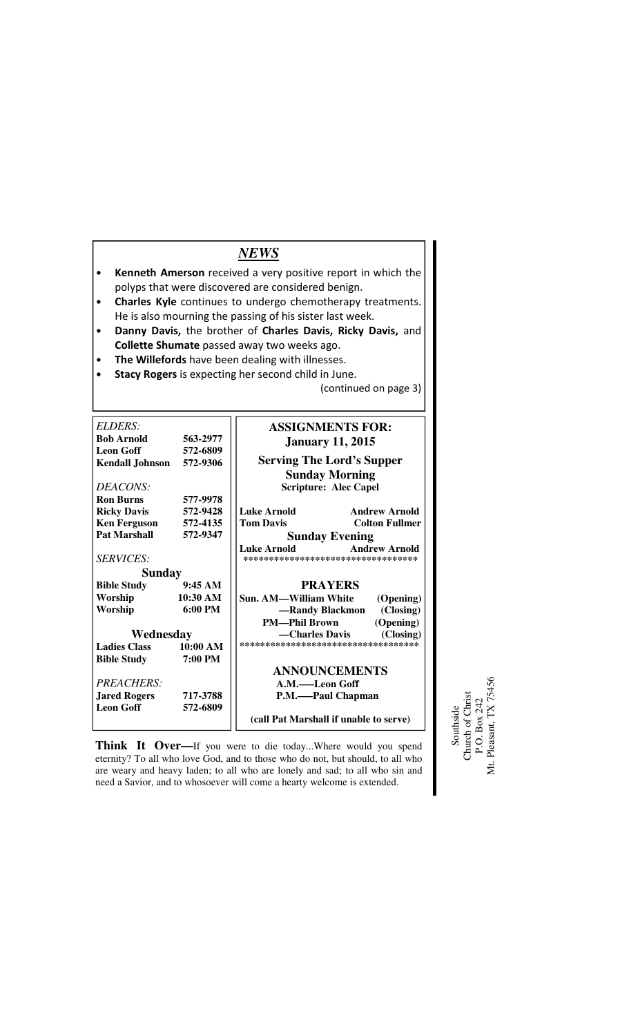## *NEWS*

- **Kenneth Amerson** received a very positive report in which the polyps that were discovered are considered benign.
- **Charles Kyle** continues to undergo chemotherapy treatments. He is also mourning the passing of his sister last week.
- **Danny Davis,** the brother of **Charles Davis, Ricky Davis,** and **Collette Shumate** passed away two weeks ago.
- **The Willefords** have been dealing with illnesses.
- **Stacy Rogers** is expecting her second child in June.

(continued on page 3)

*ELDERS:*

| | |
|---|---|
| **Bob Arnold** | **563-2977** |
| **Leon Goff** | **572-6809** |
| **Kendall Johnson** | **572-9306** |

*DEACONS:*

| | |
|---|---|
| **Ron Burns** | **577-9978** |
| **Ricky Davis** | **572-9428** |
| **Ken Ferguson** | **572-4135** |
| **Pat Marshall** | **572-9347** |

*SERVICES:*

**Sunday**

| | |
|---|---|
| **Bible Study** | **9:45 AM** |
| **Worship** | **10:30 AM** |
| **Worship** | **6:00 PM** |

**Wednesday**

| | |
|---|---|
| **Ladies Class** | **10:00 AM** |
| **Bible Study** | **7:00 PM** |

*PREACHERS:*

| | |
|---|---|
| **Jared Rogers** | **717-3788** |
| **Leon Goff** | **572-6809** |

### ASSIGNMENTS FOR: January 11, 2015

**Serving The Lord's Supper**

**Sunday Morning**

**Scripture: Alec Capel**

| | |
|---|---|
| **Luke Arnold** | **Andrew Arnold** |
| **Tom Davis** | **Colton Fullmer** |

**Sunday Evening**

| | |
|---|---|
| **Luke Arnold** | **Andrew Arnold** |

**************************************

### PRAYERS

**Sun. AM—William White (Opening)**
**—Randy Blackmon (Closing)**
**PM—Phil Brown (Opening)**
**—Charles Davis (Closing)**

**************************************

### ANNOUNCEMENTS

**A.M.—–Leon Goff**
**P.M.—–Paul Chapman**

**(call Pat Marshall if unable to serve)**

**Think It Over—**If you were to die today...Where would you spend eternity? To all who love God, and to those who do not, but should, to all who are weary and heavy laden; to all who are lonely and sad; to all who sin and need a Savior, and to whosoever will come a hearty welcome is extended.

Southside
Church of Christ
P.O. Box 242
Mt. Pleasant, TX 75456